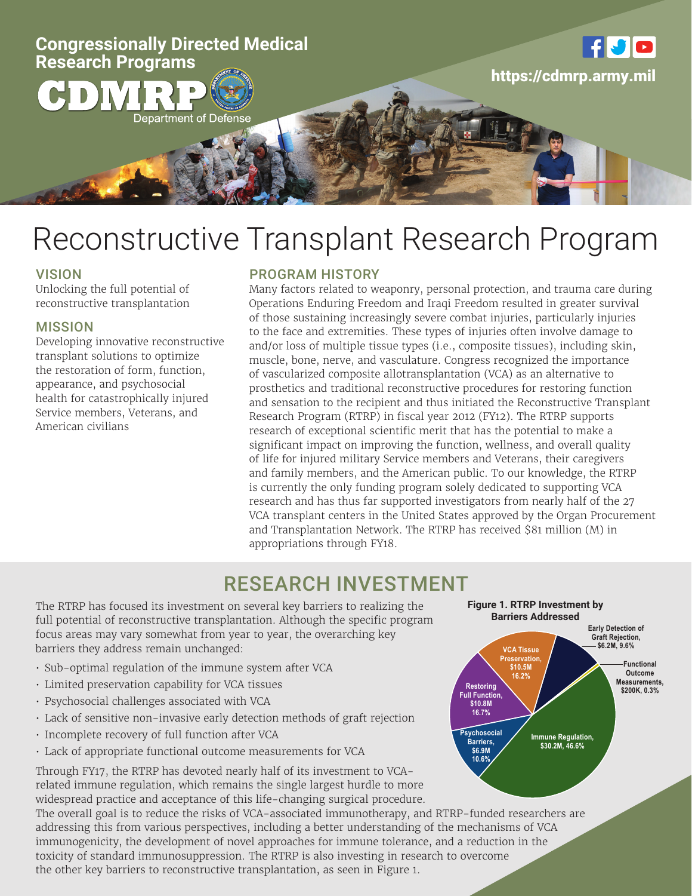Congressionally Directed Medical Research Programs

CDMRP

Department of Defense

https://cdmrp.army.mil

# Reconstructive Transplant Research Program

## VISION

Unlocking the full potential of reconstructive transplantation

## MISSION

Developing innovative reconstructive transplant solutions to optimize the restoration of form, function, appearance, and psychosocial health for catastrophically injured Service members, Veterans, and American civilians

## PROGRAM HISTORY

Many factors related to weaponry, personal protection, and trauma care during Operations Enduring Freedom and Iraqi Freedom resulted in greater survival of those sustaining increasingly severe combat injuries, particularly injuries to the face and extremities. These types of injuries often involve damage to and/or loss of multiple tissue types (i.e., composite tissues), including skin, muscle, bone, nerve, and vasculature. Congress recognized the importance of vascularized composite allotransplantation (VCA) as an alternative to prosthetics and traditional reconstructive procedures for restoring function and sensation to the recipient and thus initiated the Reconstructive Transplant Research Program (RTRP) in fiscal year 2012 (FY12). The RTRP supports research of exceptional scientific merit that has the potential to make a significant impact on improving the function, wellness, and overall quality of life for injured military Service members and Veterans, their caregivers and family members, and the American public. To our knowledge, the RTRP is currently the only funding program solely dedicated to supporting VCA research and has thus far supported investigators from nearly half of the 27 VCA transplant centers in the United States approved by the Organ Procurement and Transplantation Network. The RTRP has received $81 million (M) in appropriations through FY18.

## RESEARCH INVESTMENT

The RTRP has focused its investment on several key barriers to realizing the full potential of reconstructive transplantation. Although the specific program focus areas may vary somewhat from year to year, the overarching key barriers they address remain unchanged:

- Sub-optimal regulation of the immune system after VCA
- Limited preservation capability for VCA tissues
- Psychosocial challenges associated with VCA
- Lack of sensitive non-invasive early detection methods of graft rejection
- Incomplete recovery of full function after VCA
- Lack of appropriate functional outcome measurements for VCA

**Figure 1. RTRP Investment by Barriers Addressed**

| Barrier | Investment | Percent |
|---|---|---|
| Immune Regulation | $30.2M | 46.6% |
| Restoring Full Function | $10.8M | 16.7% |
| VCA Tissue Preservation | $10.5M | 16.2% |
| Psychosocial Barriers | $6.9M | 10.6% |
| Early Detection of Graft Rejection | $6.2M | 9.6% |
| Functional Outcome Measurements | $200K | 0.3% |

Through FY17, the RTRP has devoted nearly half of its investment to VCA-related immune regulation, which remains the single largest hurdle to more widespread practice and acceptance of this life-changing surgical procedure. The overall goal is to reduce the risks of VCA-associated immunotherapy, and RTRP-funded researchers are addressing this from various perspectives, including a better understanding of the mechanisms of VCA immunogenicity, the development of novel approaches for immune tolerance, and a reduction in the toxicity of standard immunosuppression. The RTRP is also investing in research to overcome the other key barriers to reconstructive transplantation, as seen in Figure 1.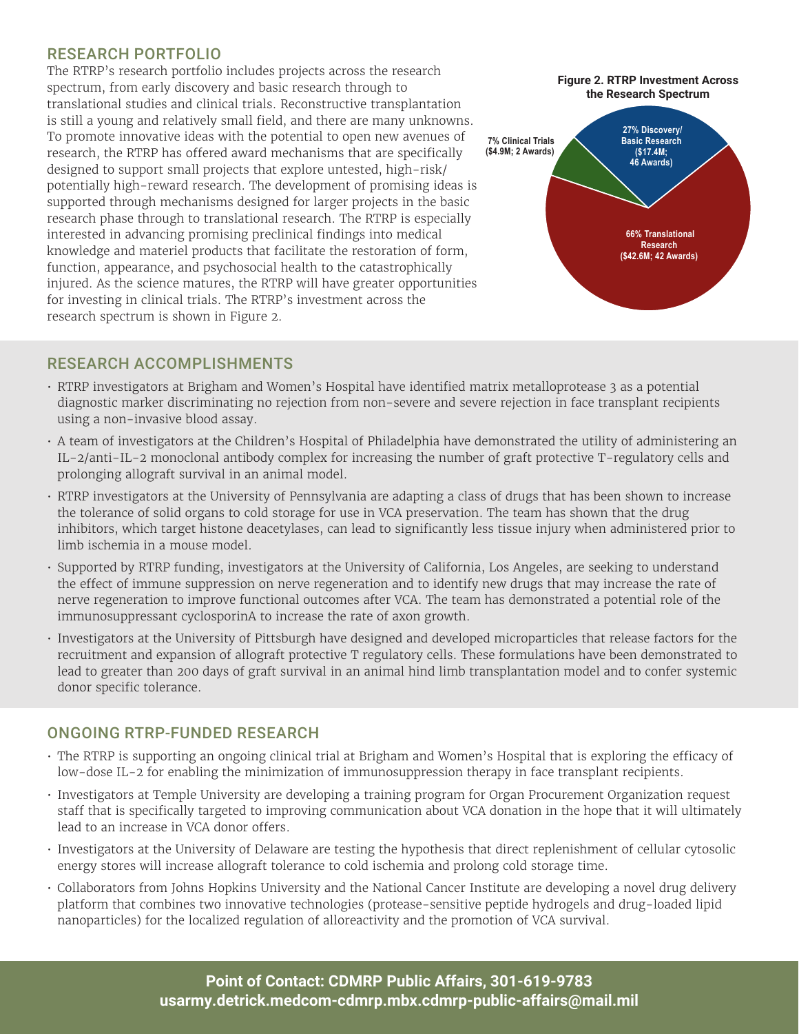## RESEARCH PORTFOLIO

The RTRP's research portfolio includes projects across the research spectrum, from early discovery and basic research through to translational studies and clinical trials. Reconstructive transplantation is still a young and relatively small field, and there are many unknowns. To promote innovative ideas with the potential to open new avenues of research, the RTRP has offered award mechanisms that are specifically designed to support small projects that explore untested, high-risk/potentially high-reward research. The development of promising ideas is supported through mechanisms designed for larger projects in the basic research phase through to translational research. The RTRP is especially interested in advancing promising preclinical findings into medical knowledge and materiel products that facilitate the restoration of form, function, appearance, and psychosocial health to the catastrophically injured. As the science matures, the RTRP will have greater opportunities for investing in clinical trials. The RTRP's investment across the research spectrum is shown in Figure 2.

**Figure 2. RTRP Investment Across the Research Spectrum**

27% Discovery/Basic Research ($17.4M; 46 Awards)

7% Clinical Trials ($4.9M; 2 Awards)

66% Translational Research ($42.6M; 42 Awards)

## RESEARCH ACCOMPLISHMENTS

- RTRP investigators at Brigham and Women's Hospital have identified matrix metalloprotease 3 as a potential diagnostic marker discriminating no rejection from non-severe and severe rejection in face transplant recipients using a non-invasive blood assay.
- A team of investigators at the Children's Hospital of Philadelphia have demonstrated the utility of administering an IL-2/anti-IL-2 monoclonal antibody complex for increasing the number of graft protective T-regulatory cells and prolonging allograft survival in an animal model.
- RTRP investigators at the University of Pennsylvania are adapting a class of drugs that has been shown to increase the tolerance of solid organs to cold storage for use in VCA preservation. The team has shown that the drug inhibitors, which target histone deacetylases, can lead to significantly less tissue injury when administered prior to limb ischemia in a mouse model.
- Supported by RTRP funding, investigators at the University of California, Los Angeles, are seeking to understand the effect of immune suppression on nerve regeneration and to identify new drugs that may increase the rate of nerve regeneration to improve functional outcomes after VCA. The team has demonstrated a potential role of the immunosuppressant cyclosporinA to increase the rate of axon growth.
- Investigators at the University of Pittsburgh have designed and developed microparticles that release factors for the recruitment and expansion of allograft protective T regulatory cells. These formulations have been demonstrated to lead to greater than 200 days of graft survival in an animal hind limb transplantation model and to confer systemic donor specific tolerance.

## ONGOING RTRP-FUNDED RESEARCH

- The RTRP is supporting an ongoing clinical trial at Brigham and Women's Hospital that is exploring the efficacy of low-dose IL-2 for enabling the minimization of immunosuppression therapy in face transplant recipients.
- Investigators at Temple University are developing a training program for Organ Procurement Organization request staff that is specifically targeted to improving communication about VCA donation in the hope that it will ultimately lead to an increase in VCA donor offers.
- Investigators at the University of Delaware are testing the hypothesis that direct replenishment of cellular cytosolic energy stores will increase allograft tolerance to cold ischemia and prolong cold storage time.
- Collaborators from Johns Hopkins University and the National Cancer Institute are developing a novel drug delivery platform that combines two innovative technologies (protease-sensitive peptide hydrogels and drug-loaded lipid nanoparticles) for the localized regulation of alloreactivity and the promotion of VCA survival.

**Point of Contact: CDMRP Public Affairs, 301-619-9783**
**usarmy.detrick.medcom-cdmrp.mbx.cdmrp-public-affairs@mail.mil**